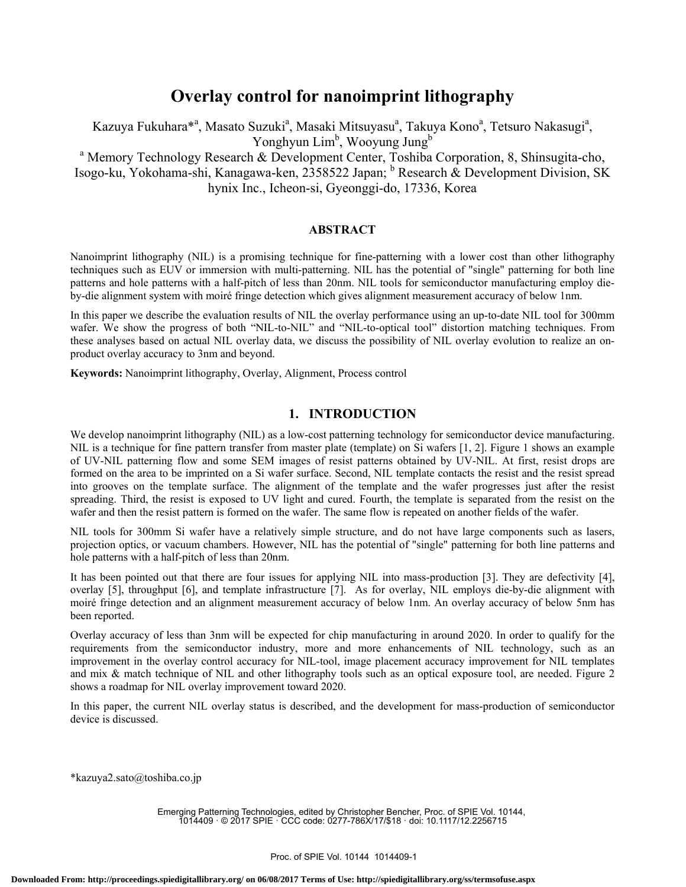# Overlay control for nanoimprint lithography

Kazuya Fukuhara*[a], Masato Suzuki[a], Masaki Mitsuyasu[a], Takuya Kono[a], Tetsuro Nakasugi[a], Yonghyun Lim[b], Wooyung Jung[b]

[a] Memory Technology Research & Development Center, Toshiba Corporation, 8, Shinsugita-cho, Isogo-ku, Yokohama-shi, Kanagawa-ken, 2358522 Japan; [b] Research & Development Division, SK hynix Inc., Icheon-si, Gyeonggi-do, 17336, Korea

## ABSTRACT

Nanoimprint lithography (NIL) is a promising technique for fine-patterning with a lower cost than other lithography techniques such as EUV or immersion with multi-patterning. NIL has the potential of "single" patterning for both line patterns and hole patterns with a half-pitch of less than 20nm. NIL tools for semiconductor manufacturing employ die-by-die alignment system with moiré fringe detection which gives alignment measurement accuracy of below 1nm.

In this paper we describe the evaluation results of NIL the overlay performance using an up-to-date NIL tool for 300mm wafer. We show the progress of both "NIL-to-NIL" and "NIL-to-optical tool" distortion matching techniques. From these analyses based on actual NIL overlay data, we discuss the possibility of NIL overlay evolution to realize an on-product overlay accuracy to 3nm and beyond.

**Keywords:** Nanoimprint lithography, Overlay, Alignment, Process control

## 1. INTRODUCTION

We develop nanoimprint lithography (NIL) as a low-cost patterning technology for semiconductor device manufacturing. NIL is a technique for fine pattern transfer from master plate (template) on Si wafers [1, 2]. Figure 1 shows an example of UV-NIL patterning flow and some SEM images of resist patterns obtained by UV-NIL. At first, resist drops are formed on the area to be imprinted on a Si wafer surface. Second, NIL template contacts the resist and the resist spread into grooves on the template surface. The alignment of the template and the wafer progresses just after the resist spreading. Third, the resist is exposed to UV light and cured. Fourth, the template is separated from the resist on the wafer and then the resist pattern is formed on the wafer. The same flow is repeated on another fields of the wafer.

NIL tools for 300mm Si wafer have a relatively simple structure, and do not have large components such as lasers, projection optics, or vacuum chambers. However, NIL has the potential of "single" patterning for both line patterns and hole patterns with a half-pitch of less than 20nm.

It has been pointed out that there are four issues for applying NIL into mass-production [3]. They are defectivity [4], overlay [5], throughput [6], and template infrastructure [7]. As for overlay, NIL employs die-by-die alignment with moiré fringe detection and an alignment measurement accuracy of below 1nm. An overlay accuracy of below 5nm has been reported.

Overlay accuracy of less than 3nm will be expected for chip manufacturing in around 2020. In order to qualify for the requirements from the semiconductor industry, more and more enhancements of NIL technology, such as an improvement in the overlay control accuracy for NIL-tool, image placement accuracy improvement for NIL templates and mix & match technique of NIL and other lithography tools such as an optical exposure tool, are needed. Figure 2 shows a roadmap for NIL overlay improvement toward 2020.

In this paper, the current NIL overlay status is described, and the development for mass-production of semiconductor device is discussed.

*kazuya2.sato@toshiba.co.jp

Emerging Patterning Technologies, edited by Christopher Bencher, Proc. of SPIE Vol. 10144, 1014409 · © 2017 SPIE · CCC code: 0277-786X/17/$18 · doi: 10.1117/12.2256715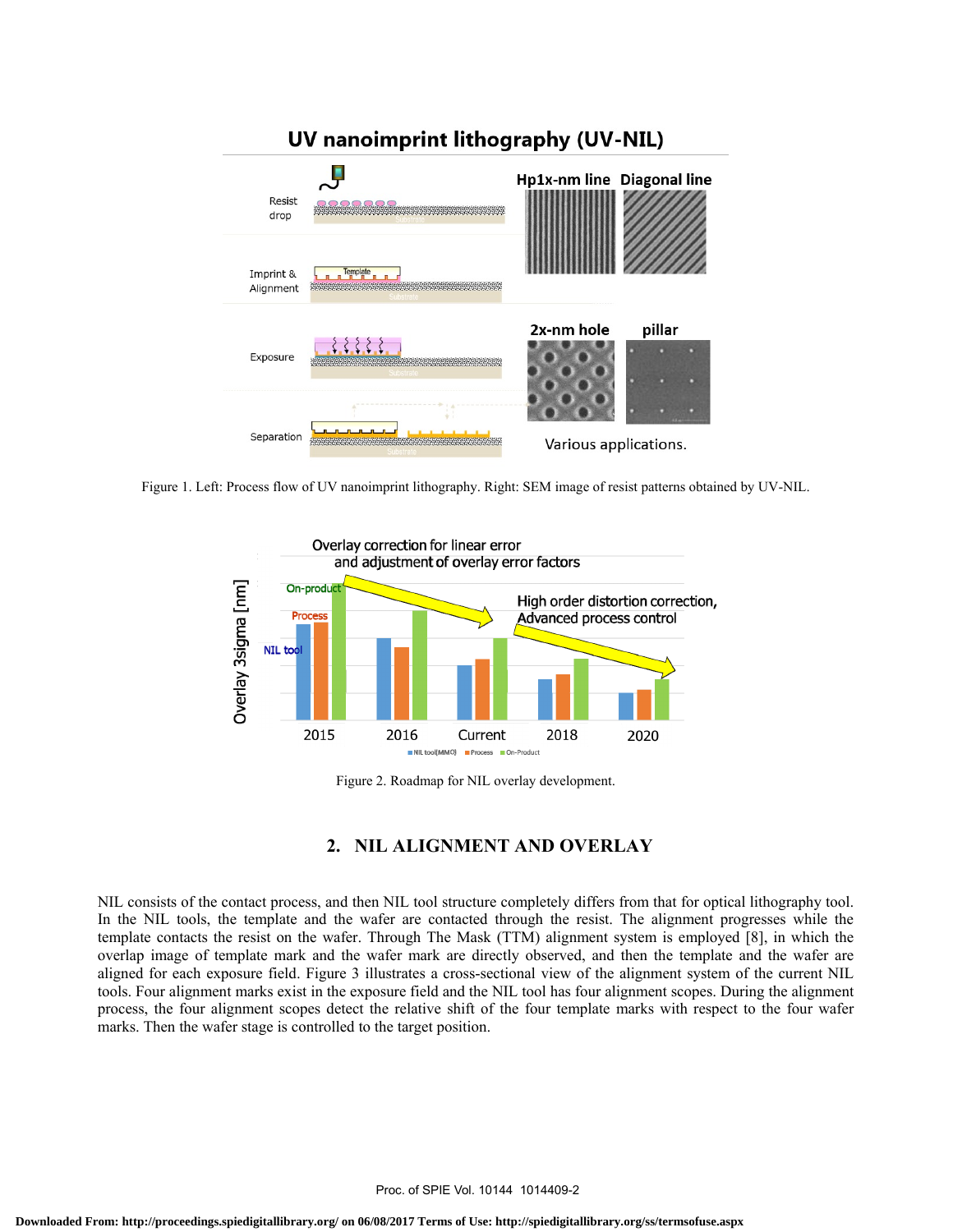Figure 1. Left: Process flow of UV nanoimprint lithography. Right: SEM image of resist patterns obtained by UV-NIL.

Figure 2. Roadmap for NIL overlay development.

## 2. NIL ALIGNMENT AND OVERLAY

NIL consists of the contact process, and then NIL tool structure completely differs from that for optical lithography tool. In the NIL tools, the template and the wafer are contacted through the resist. The alignment progresses while the template contacts the resist on the wafer. Through The Mask (TTM) alignment system is employed [8], in which the overlap image of template mark and the wafer mark are directly observed, and then the template and the wafer are aligned for each exposure field. Figure 3 illustrates a cross-sectional view of the alignment system of the current NIL tools. Four alignment marks exist in the exposure field and the NIL tool has four alignment scopes. During the alignment process, the four alignment scopes detect the relative shift of the four template marks with respect to the four wafer marks. Then the wafer stage is controlled to the target position.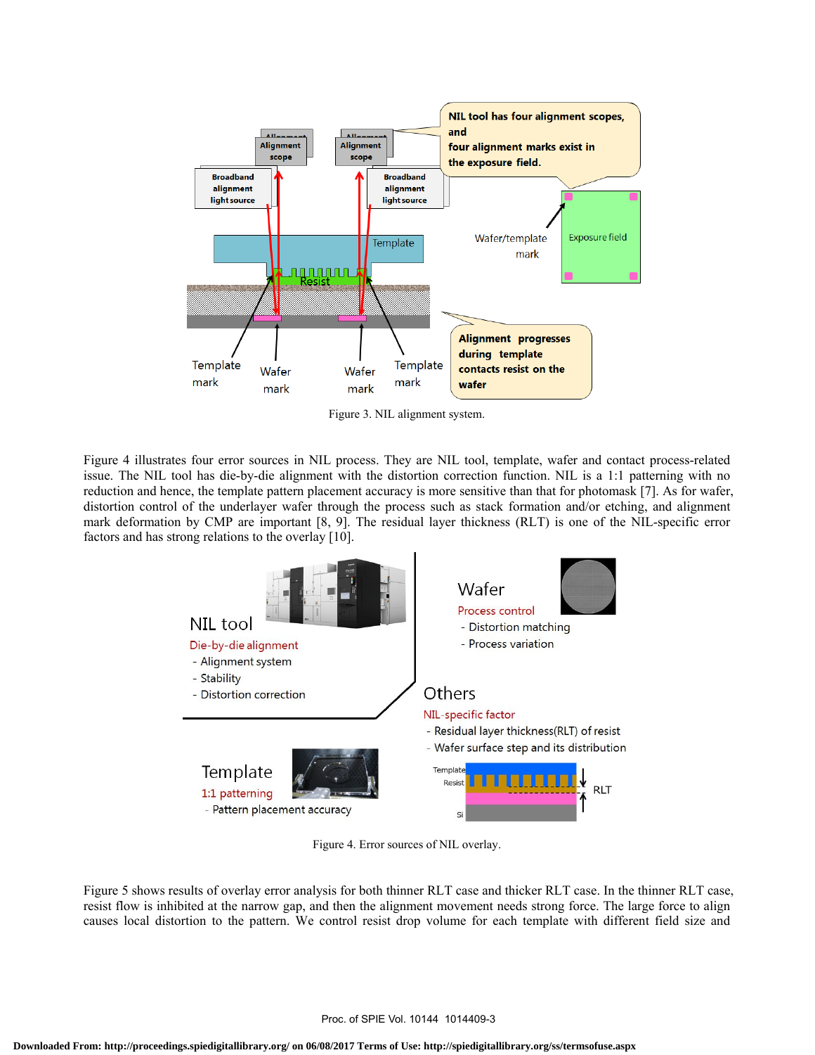Figure 3. NIL alignment system.

Figure 4 illustrates four error sources in NIL process. They are NIL tool, template, wafer and contact process-related issue. The NIL tool has die-by-die alignment with the distortion correction function. NIL is a 1:1 patterning with no reduction and hence, the template pattern placement accuracy is more sensitive than that for photomask [7]. As for wafer, distortion control of the underlayer wafer through the process such as stack formation and/or etching, and alignment mark deformation by CMP are important [8, 9]. The residual layer thickness (RLT) is one of the NIL-specific error factors and has strong relations to the overlay [10].

Figure 4. Error sources of NIL overlay.

Figure 5 shows results of overlay error analysis for both thinner RLT case and thicker RLT case. In the thinner RLT case, resist flow is inhibited at the narrow gap, and then the alignment movement needs strong force. The large force to align causes local distortion to the pattern. We control resist drop volume for each template with different field size and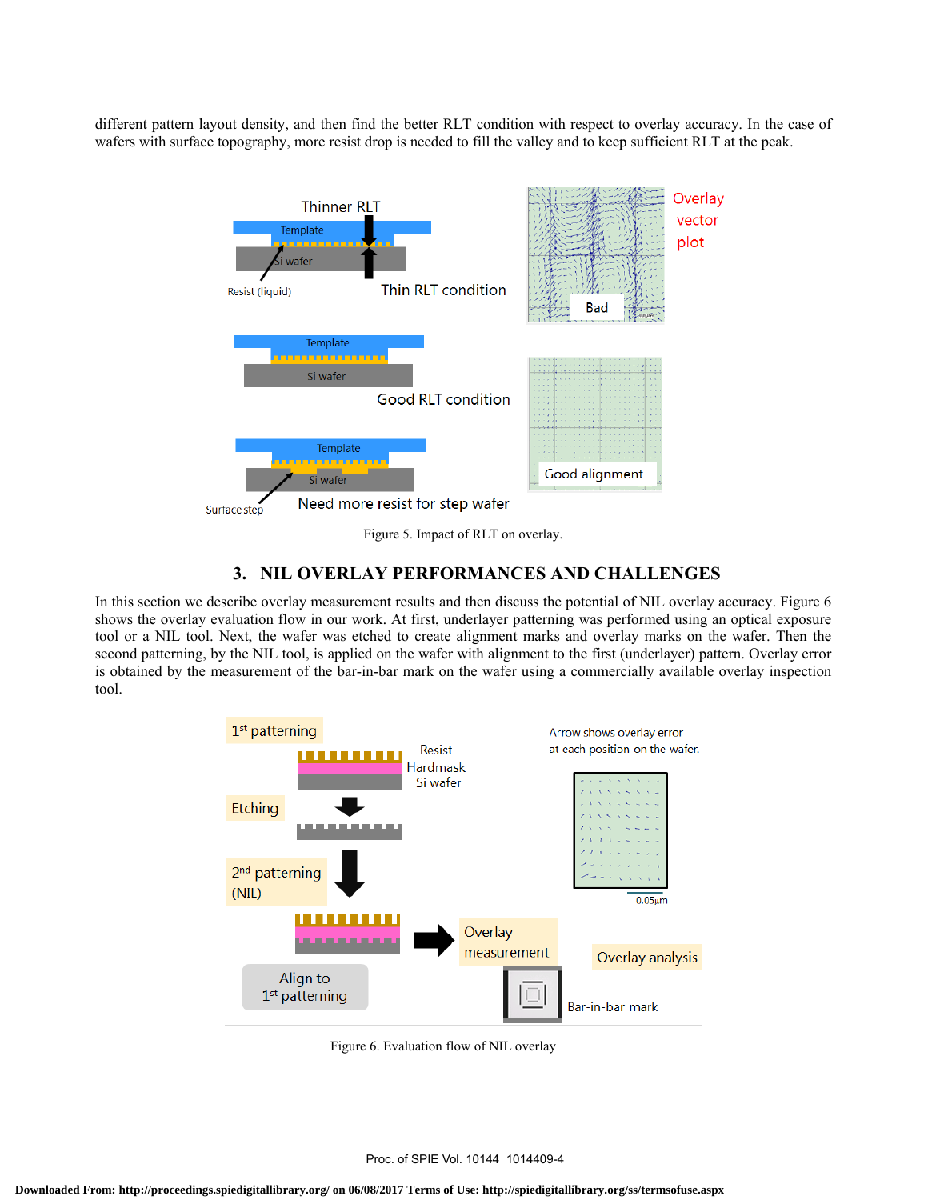different pattern layout density, and then find the better RLT condition with respect to overlay accuracy. In the case of wafers with surface topography, more resist drop is needed to fill the valley and to keep sufficient RLT at the peak.

Figure 5. Impact of RLT on overlay.

## 3. NIL OVERLAY PERFORMANCES AND CHALLENGES

In this section we describe overlay measurement results and then discuss the potential of NIL overlay accuracy. Figure 6 shows the overlay evaluation flow in our work. At first, underlayer patterning was performed using an optical exposure tool or a NIL tool. Next, the wafer was etched to create alignment marks and overlay marks on the wafer. Then the second patterning, by the NIL tool, is applied on the wafer with alignment to the first (underlayer) pattern. Overlay error is obtained by the measurement of the bar-in-bar mark on the wafer using a commercially available overlay inspection tool.

Figure 6. Evaluation flow of NIL overlay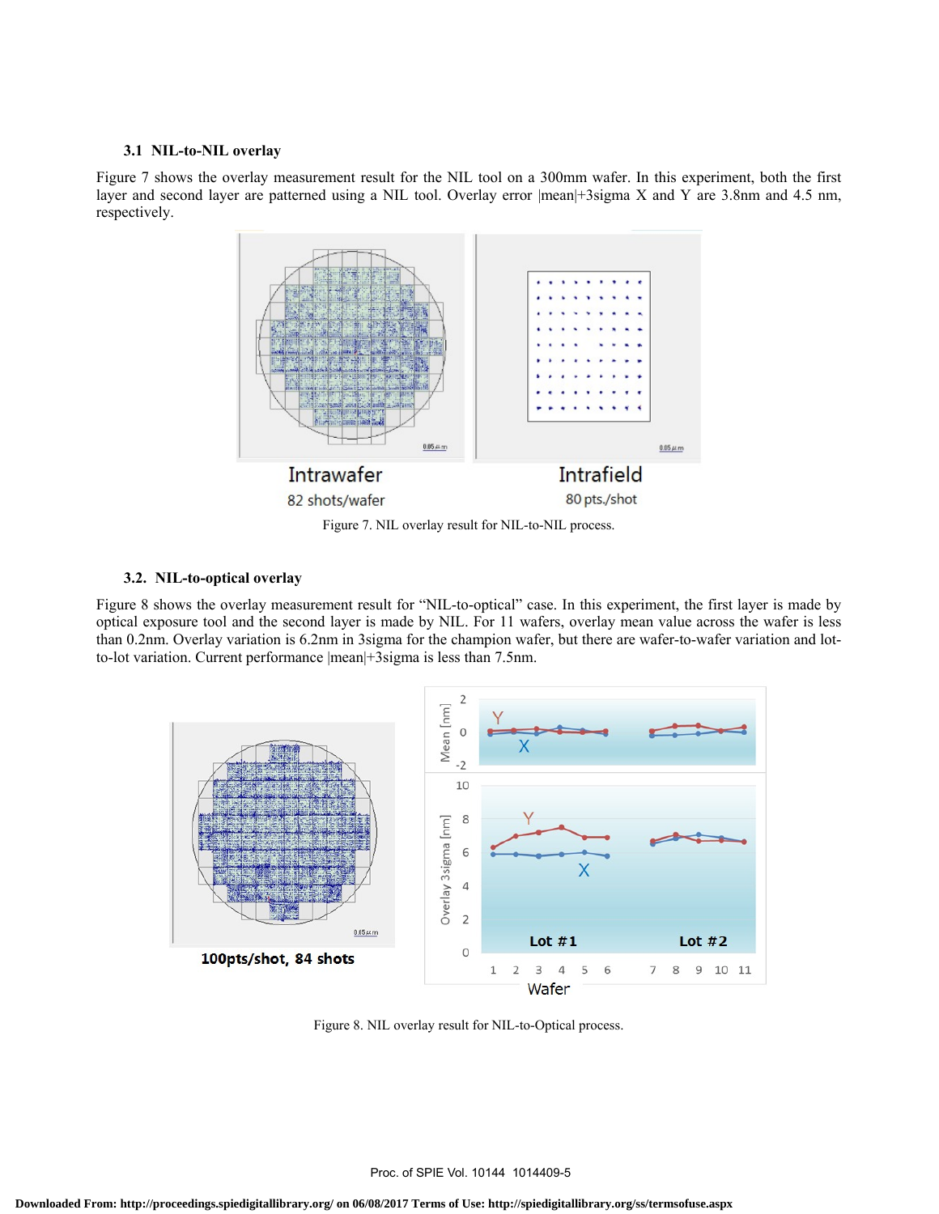### 3.1 NIL-to-NIL overlay

Figure 7 shows the overlay measurement result for the NIL tool on a 300mm wafer. In this experiment, both the first layer and second layer are patterned using a NIL tool. Overlay error |mean|+3sigma X and Y are 3.8nm and 4.5 nm, respectively.

Intrawafer
82 shots/wafer

Intrafield
80 pts./shot

Figure 7. NIL overlay result for NIL-to-NIL process.

### 3.2. NIL-to-optical overlay

Figure 8 shows the overlay measurement result for "NIL-to-optical" case. In this experiment, the first layer is made by optical exposure tool and the second layer is made by NIL. For 11 wafers, overlay mean value across the wafer is less than 0.2nm. Overlay variation is 6.2nm in 3sigma for the champion wafer, but there are wafer-to-wafer variation and lot-to-lot variation. Current performance |mean|+3sigma is less than 7.5nm.

100pts/shot, 84 shots

Figure 8. NIL overlay result for NIL-to-Optical process.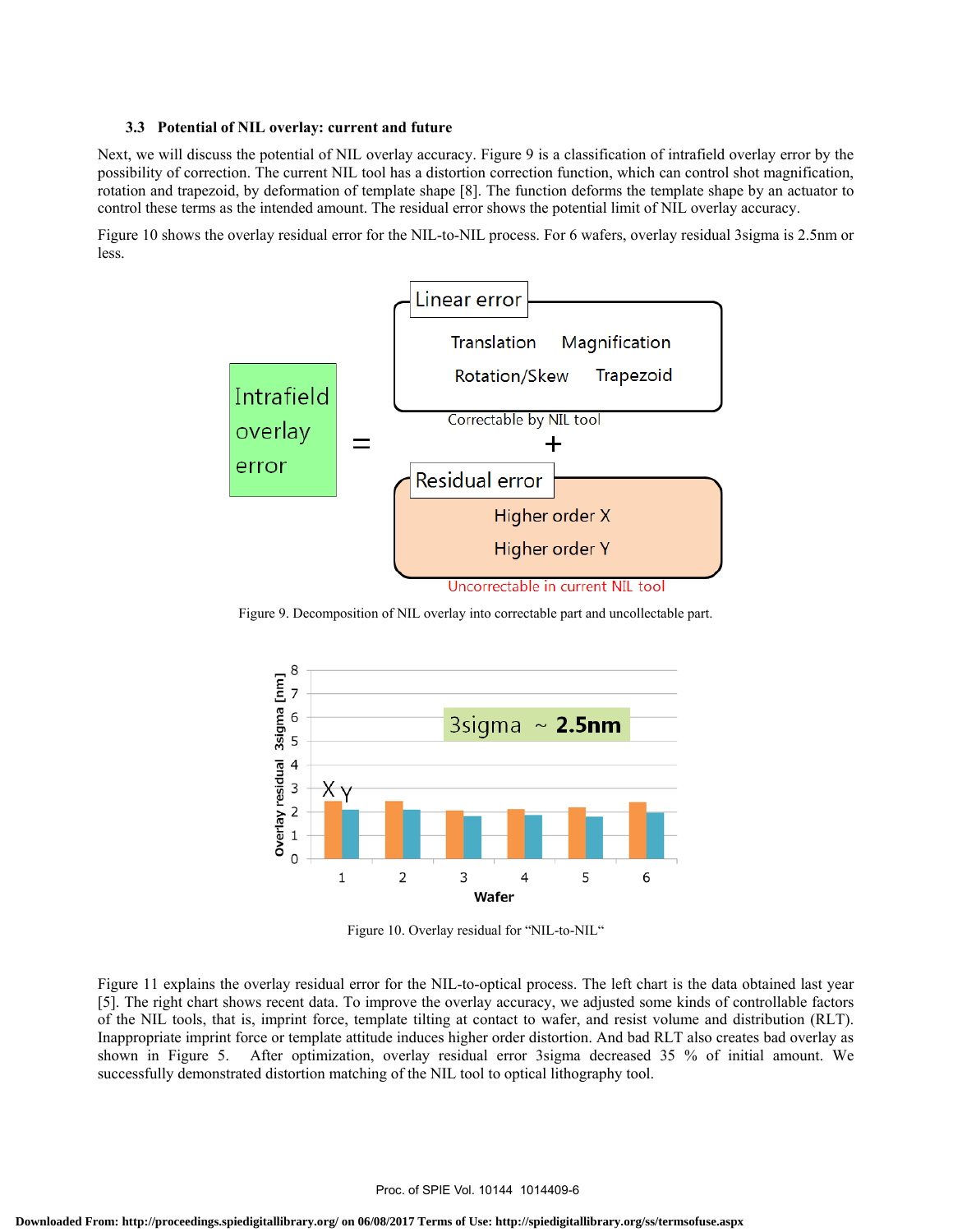### 3.3 Potential of NIL overlay: current and future

Next, we will discuss the potential of NIL overlay accuracy. Figure 9 is a classification of intrafield overlay error by the possibility of correction. The current NIL tool has a distortion correction function, which can control shot magnification, rotation and trapezoid, by deformation of template shape [8]. The function deforms the template shape by an actuator to control these terms as the intended amount. The residual error shows the potential limit of NIL overlay accuracy.

Figure 10 shows the overlay residual error for the NIL-to-NIL process. For 6 wafers, overlay residual 3sigma is 2.5nm or less.

Figure 9. Decomposition of NIL overlay into correctable part and uncollectable part.

Figure 10. Overlay residual for "NIL-to-NIL"

Figure 11 explains the overlay residual error for the NIL-to-optical process. The left chart is the data obtained last year [5]. The right chart shows recent data. To improve the overlay accuracy, we adjusted some kinds of controllable factors of the NIL tools, that is, imprint force, template tilting at contact to wafer, and resist volume and distribution (RLT). Inappropriate imprint force or template attitude induces higher order distortion. And bad RLT also creates bad overlay as shown in Figure 5. After optimization, overlay residual error 3sigma decreased 35 % of initial amount. We successfully demonstrated distortion matching of the NIL tool to optical lithography tool.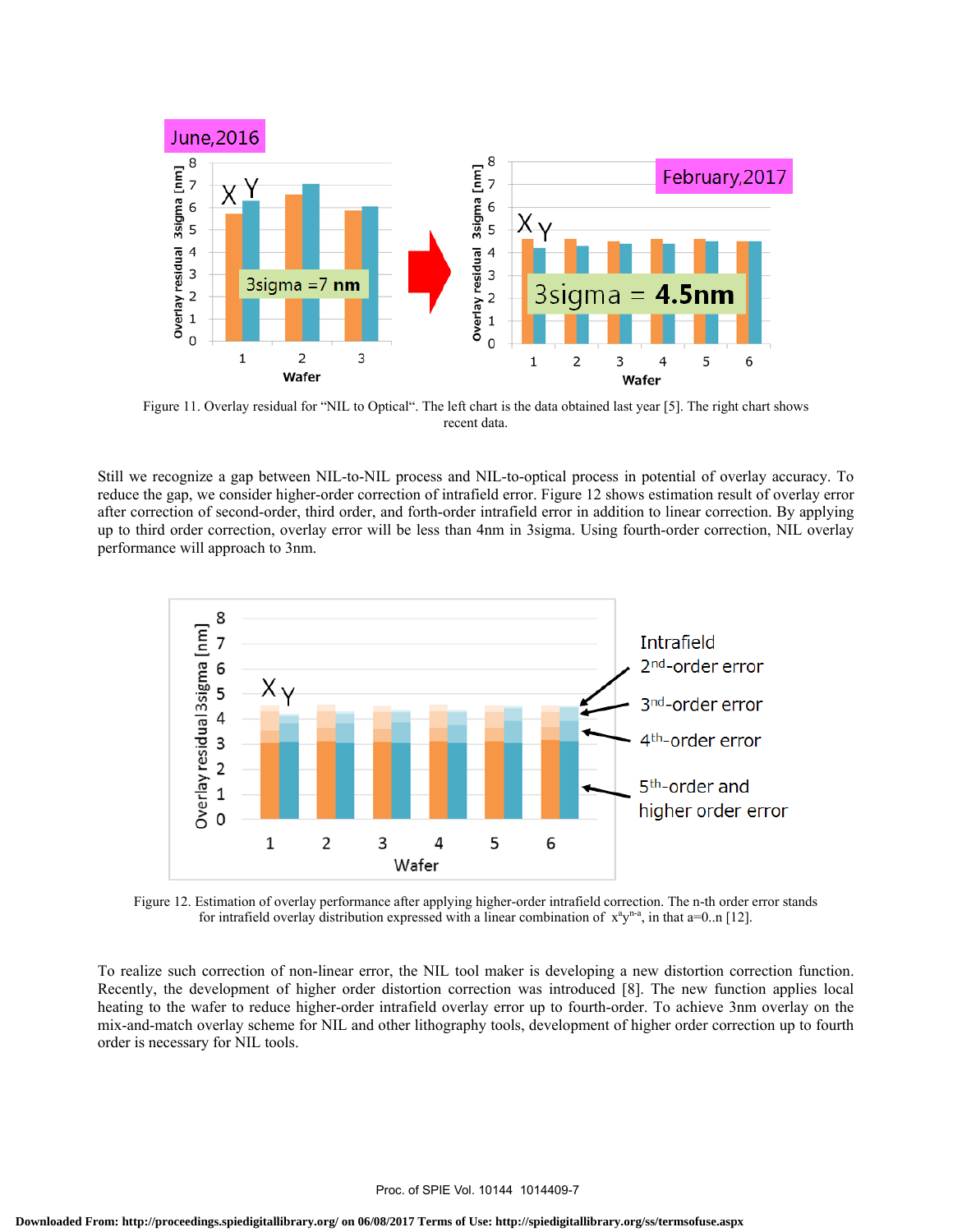Figure 11. Overlay residual for “NIL to Optical“. The left chart is the data obtained last year [5]. The right chart shows recent data.

Still we recognize a gap between NIL-to-NIL process and NIL-to-optical process in potential of overlay accuracy. To reduce the gap, we consider higher-order correction of intrafield error. Figure 12 shows estimation result of overlay error after correction of second-order, third order, and forth-order intrafield error in addition to linear correction. By applying up to third order correction, overlay error will be less than 4nm in 3sigma. Using fourth-order correction, NIL overlay performance will approach to 3nm.

Figure 12. Estimation of overlay performance after applying higher-order intrafield correction. The n-th order error stands for intrafield overlay distribution expressed with a linear combination of $x^a y^{n-a}$, in that a=0..n [12].

To realize such correction of non-linear error, the NIL tool maker is developing a new distortion correction function. Recently, the development of higher order distortion correction was introduced [8]. The new function applies local heating to the wafer to reduce higher-order intrafield overlay error up to fourth-order. To achieve 3nm overlay on the mix-and-match overlay scheme for NIL and other lithography tools, development of higher order correction up to fourth order is necessary for NIL tools.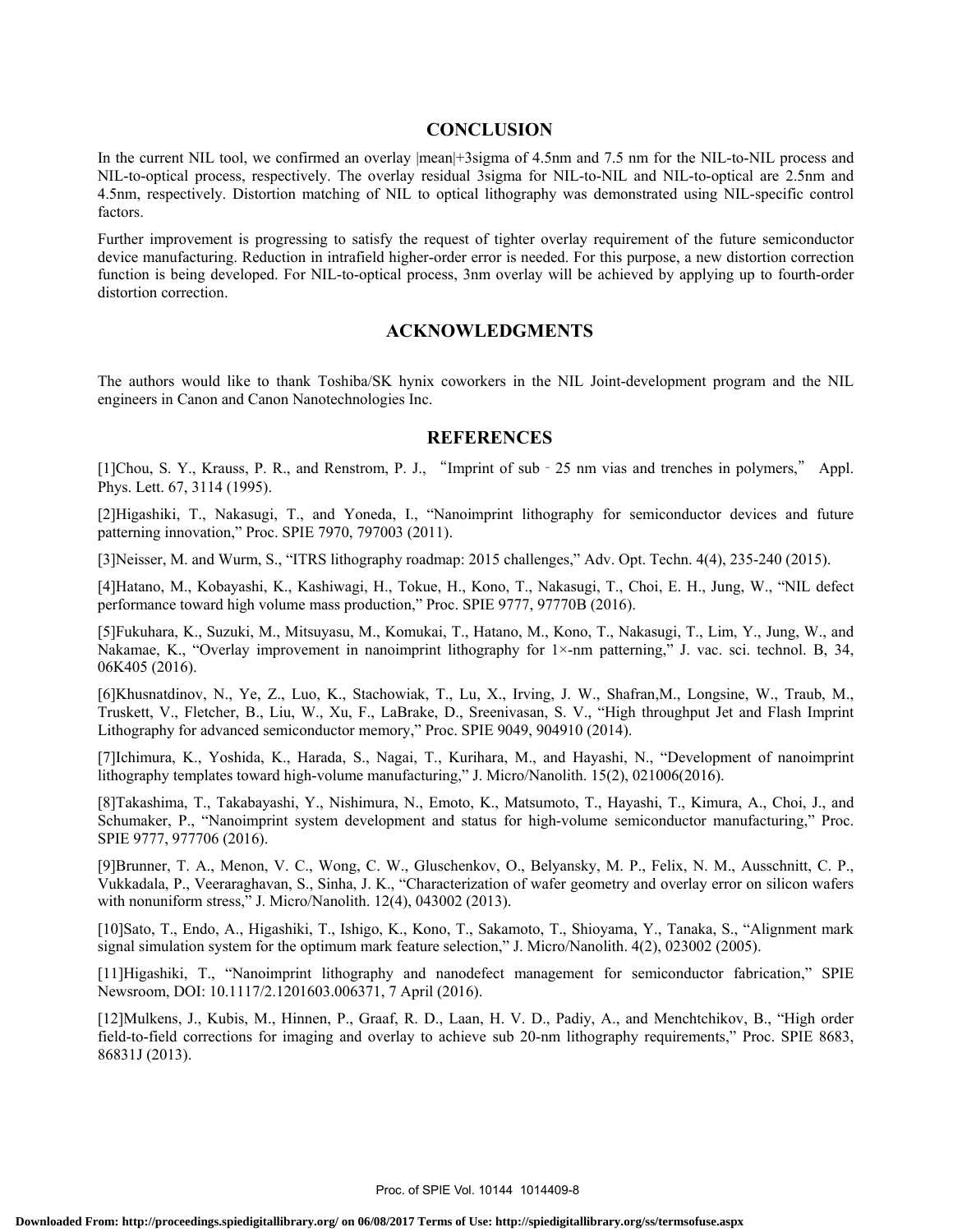## CONCLUSION

In the current NIL tool, we confirmed an overlay |mean|+3sigma of 4.5nm and 7.5 nm for the NIL-to-NIL process and NIL-to-optical process, respectively. The overlay residual 3sigma for NIL-to-NIL and NIL-to-optical are 2.5nm and 4.5nm, respectively. Distortion matching of NIL to optical lithography was demonstrated using NIL-specific control factors.

Further improvement is progressing to satisfy the request of tighter overlay requirement of the future semiconductor device manufacturing. Reduction in intrafield higher-order error is needed. For this purpose, a new distortion correction function is being developed. For NIL-to-optical process, 3nm overlay will be achieved by applying up to fourth-order distortion correction.

## ACKNOWLEDGMENTS

The authors would like to thank Toshiba/SK hynix coworkers in the NIL Joint-development program and the NIL engineers in Canon and Canon Nanotechnologies Inc.

## REFERENCES

[1]Chou, S. Y., Krauss, P. R., and Renstrom, P. J., "Imprint of sub‐25 nm vias and trenches in polymers," Appl. Phys. Lett. 67, 3114 (1995).

[2]Higashiki, T., Nakasugi, T., and Yoneda, I., "Nanoimprint lithography for semiconductor devices and future patterning innovation," Proc. SPIE 7970, 797003 (2011).

[3]Neisser, M. and Wurm, S., "ITRS lithography roadmap: 2015 challenges," Adv. Opt. Techn. 4(4), 235-240 (2015).

[4]Hatano, M., Kobayashi, K., Kashiwagi, H., Tokue, H., Kono, T., Nakasugi, T., Choi, E. H., Jung, W., "NIL defect performance toward high volume mass production," Proc. SPIE 9777, 97770B (2016).

[5]Fukuhara, K., Suzuki, M., Mitsuyasu, M., Komukai, T., Hatano, M., Kono, T., Nakasugi, T., Lim, Y., Jung, W., and Nakamae, K., "Overlay improvement in nanoimprint lithography for 1×-nm patterning," J. vac. sci. technol. B, 34, 06K405 (2016).

[6]Khusnatdinov, N., Ye, Z., Luo, K., Stachowiak, T., Lu, X., Irving, J. W., Shafran,M., Longsine, W., Traub, M., Truskett, V., Fletcher, B., Liu, W., Xu, F., LaBrake, D., Sreenivasan, S. V., "High throughput Jet and Flash Imprint Lithography for advanced semiconductor memory," Proc. SPIE 9049, 904910 (2014).

[7]Ichimura, K., Yoshida, K., Harada, S., Nagai, T., Kurihara, M., and Hayashi, N., "Development of nanoimprint lithography templates toward high-volume manufacturing," J. Micro/Nanolith. 15(2), 021006(2016).

[8]Takashima, T., Takabayashi, Y., Nishimura, N., Emoto, K., Matsumoto, T., Hayashi, T., Kimura, A., Choi, J., and Schumaker, P., "Nanoimprint system development and status for high-volume semiconductor manufacturing," Proc. SPIE 9777, 977706 (2016).

[9]Brunner, T. A., Menon, V. C., Wong, C. W., Gluschenkov, O., Belyansky, M. P., Felix, N. M., Ausschnitt, C. P., Vukkadala, P., Veeraraghavan, S., Sinha, J. K., "Characterization of wafer geometry and overlay error on silicon wafers with nonuniform stress," J. Micro/Nanolith. 12(4), 043002 (2013).

[10]Sato, T., Endo, A., Higashiki, T., Ishigo, K., Kono, T., Sakamoto, T., Shioyama, Y., Tanaka, S., "Alignment mark signal simulation system for the optimum mark feature selection," J. Micro/Nanolith. 4(2), 023002 (2005).

[11]Higashiki, T., "Nanoimprint lithography and nanodefect management for semiconductor fabrication," SPIE Newsroom, DOI: 10.1117/2.1201603.006371, 7 April (2016).

[12]Mulkens, J., Kubis, M., Hinnen, P., Graaf, R. D., Laan, H. V. D., Padiy, A., and Menchtchikov, B., "High order field-to-field corrections for imaging and overlay to achieve sub 20-nm lithography requirements," Proc. SPIE 8683, 86831J (2013).